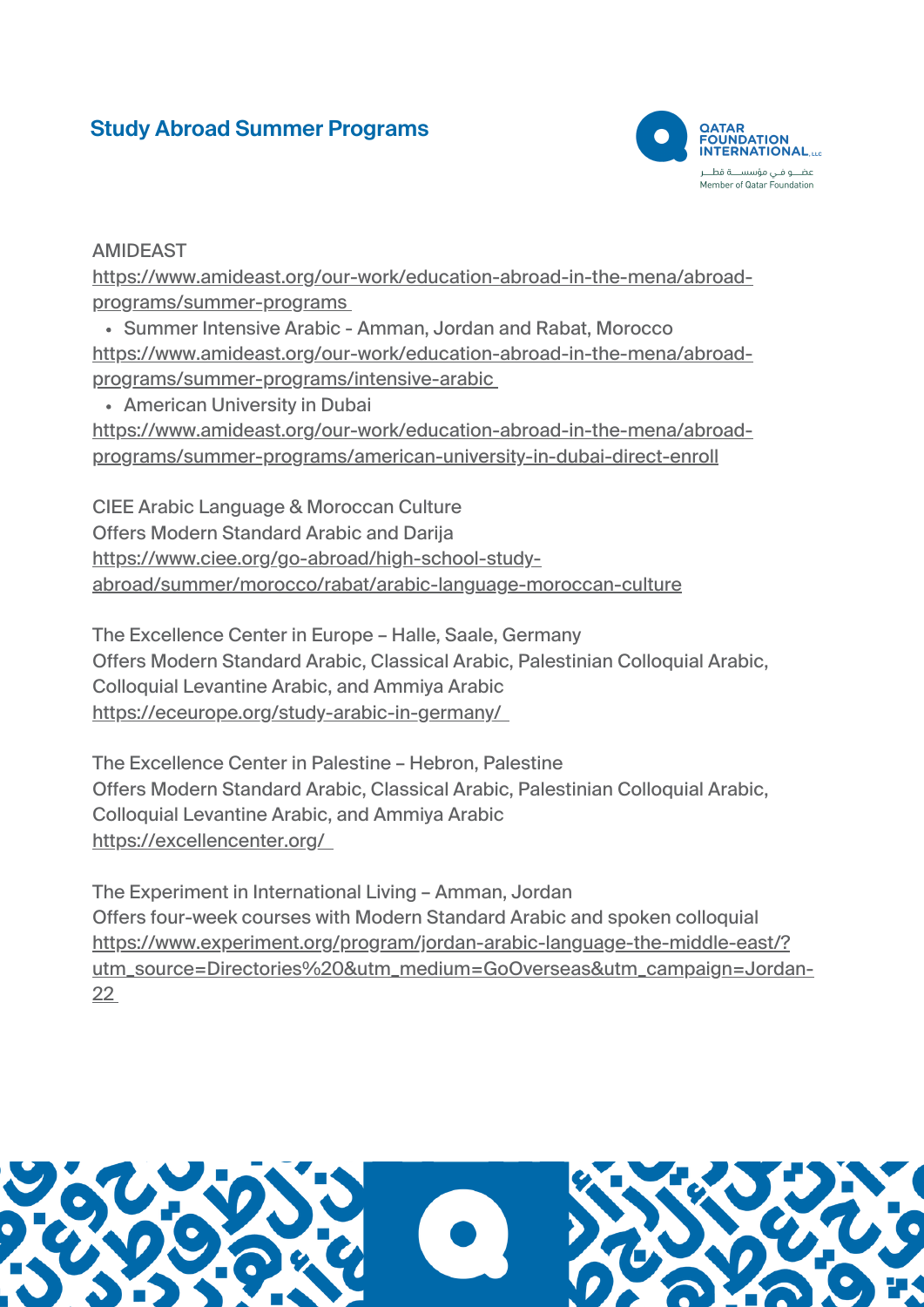## Study Abroad Summer Programs

AMIDEAST
https://www.amideast.org/our-work/education-abroad-in-the-mena/abroad-programs/summer-programs

- Summer Intensive Arabic - Amman, Jordan and Rabat, Morocco

https://www.amideast.org/our-work/education-abroad-in-the-mena/abroad-programs/summer-programs/intensive-arabic

- American University in Dubai

https://www.amideast.org/our-work/education-abroad-in-the-mena/abroad-programs/summer-programs/american-university-in-dubai-direct-enroll

CIEE Arabic Language & Moroccan Culture
Offers Modern Standard Arabic and Darija
https://www.ciee.org/go-abroad/high-school-study-abroad/summer/morocco/rabat/arabic-language-moroccan-culture

The Excellence Center in Europe – Halle, Saale, Germany
Offers Modern Standard Arabic, Classical Arabic, Palestinian Colloquial Arabic, Colloquial Levantine Arabic, and Ammiya Arabic
https://eceurope.org/study-arabic-in-germany/

The Excellence Center in Palestine – Hebron, Palestine
Offers Modern Standard Arabic, Classical Arabic, Palestinian Colloquial Arabic, Colloquial Levantine Arabic, and Ammiya Arabic
https://excellencenter.org/

The Experiment in International Living – Amman, Jordan
Offers four-week courses with Modern Standard Arabic and spoken colloquial
https://www.experiment.org/program/jordan-arabic-language-the-middle-east/?utm_source=Directories%20&utm_medium=GoOverseas&utm_campaign=Jordan-22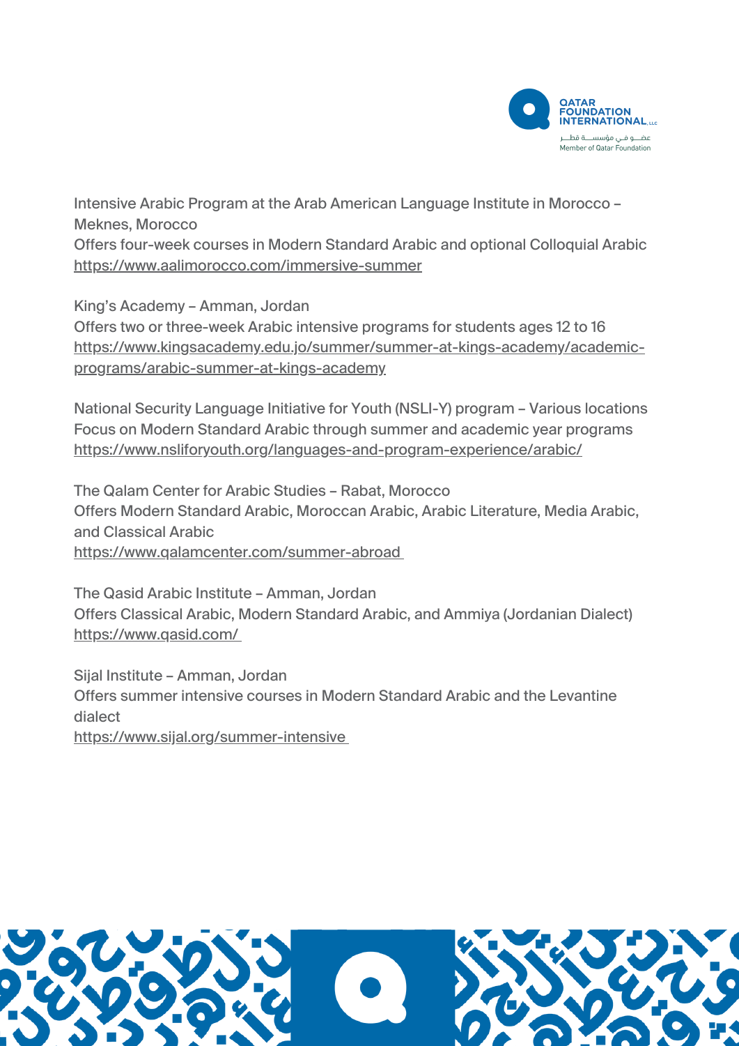Intensive Arabic Program at the Arab American Language Institute in Morocco – Meknes, Morocco
Offers four-week courses in Modern Standard Arabic and optional Colloquial Arabic
https://www.aalimorocco.com/immersive-summer

King's Academy – Amman, Jordan
Offers two or three-week Arabic intensive programs for students ages 12 to 16
https://www.kingsacademy.edu.jo/summer/summer-at-kings-academy/academic-programs/arabic-summer-at-kings-academy

National Security Language Initiative for Youth (NSLI-Y) program – Various locations
Focus on Modern Standard Arabic through summer and academic year programs
https://www.nsliforyouth.org/languages-and-program-experience/arabic/

The Qalam Center for Arabic Studies – Rabat, Morocco
Offers Modern Standard Arabic, Moroccan Arabic, Arabic Literature, Media Arabic, and Classical Arabic
https://www.qalamcenter.com/summer-abroad

The Qasid Arabic Institute – Amman, Jordan
Offers Classical Arabic, Modern Standard Arabic, and Ammiya (Jordanian Dialect)
https://www.qasid.com/

Sijal Institute – Amman, Jordan
Offers summer intensive courses in Modern Standard Arabic and the Levantine dialect
https://www.sijal.org/summer-intensive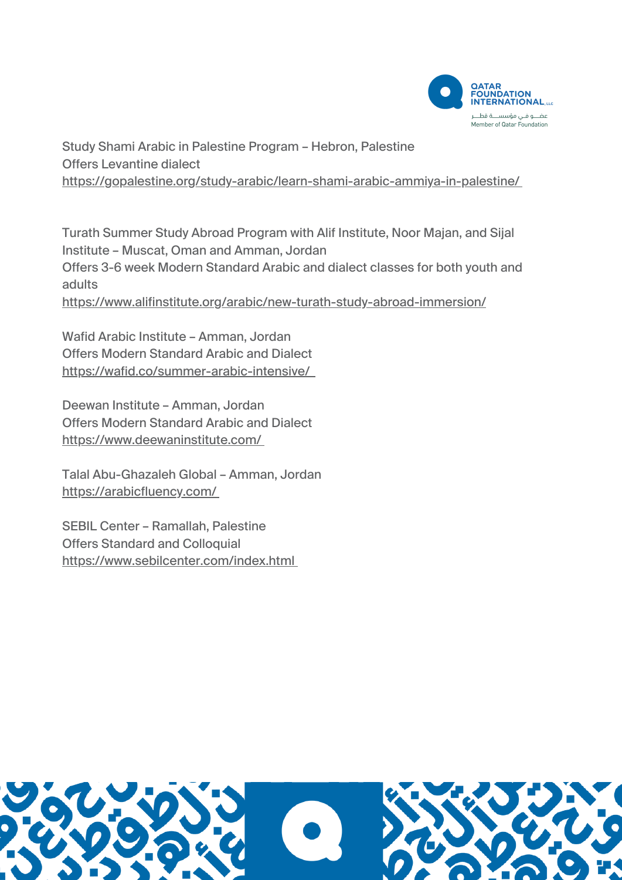Study Shami Arabic in Palestine Program – Hebron, Palestine
Offers Levantine dialect
https://gopalestine.org/study-arabic/learn-shami-arabic-ammiya-in-palestine/

Turath Summer Study Abroad Program with Alif Institute, Noor Majan, and Sijal Institute – Muscat, Oman and Amman, Jordan
Offers 3-6 week Modern Standard Arabic and dialect classes for both youth and adults
https://www.alifinstitute.org/arabic/new-turath-study-abroad-immersion/

Wafid Arabic Institute – Amman, Jordan
Offers Modern Standard Arabic and Dialect
https://wafid.co/summer-arabic-intensive/

Deewan Institute – Amman, Jordan
Offers Modern Standard Arabic and Dialect
https://www.deewaninstitute.com/

Talal Abu-Ghazaleh Global – Amman, Jordan
https://arabicfluency.com/

SEBIL Center – Ramallah, Palestine
Offers Standard and Colloquial
https://www.sebilcenter.com/index.html